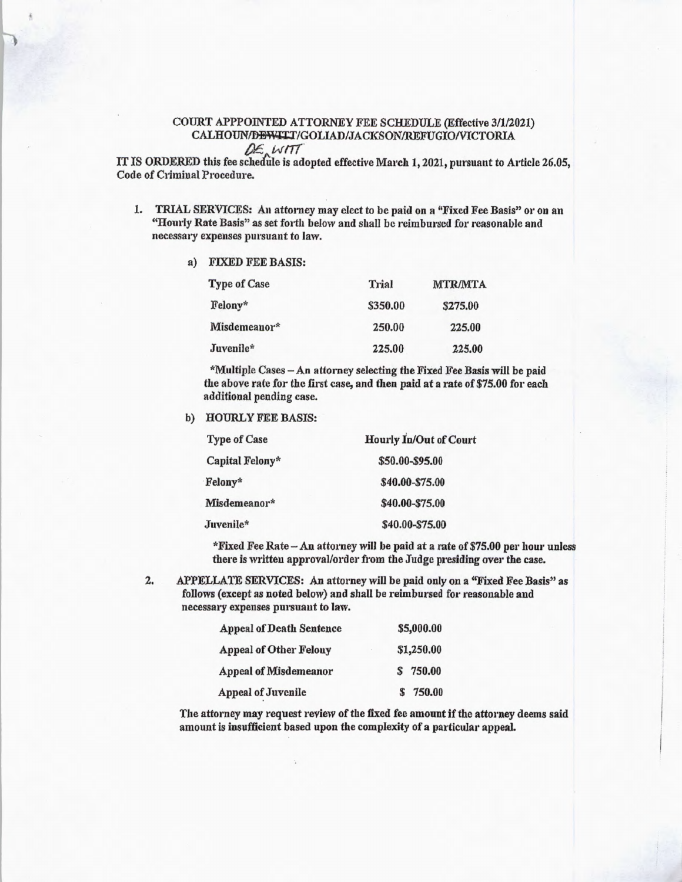# COURT APPPOINTED ATTORNEY FEE SCHEDULE (Effective 3/1/2021)
## CALHOUN/~~DEWITT~~/GOLIAD/JACKSON/REFUGIO/VICTORIA

DE WITT

**IT IS ORDERED this fee schedule is adopted effective March 1, 2021, pursuant to Article 26.05, Code of Criminal Procedure.**

1. **TRIAL SERVICES: An attorney may elect to be paid on a "Fixed Fee Basis" or on an "Hourly Rate Basis" as set forth below and shall be reimbursed for reasonable and necessary expenses pursuant to law.**

   a) **FIXED FEE BASIS:**

| Type of Case | Trial | MTR/MTA |
|---|---|---|
| Felony* | $350.00 | $275.00 |
| Misdemeanor* | 250.00 | 225.00 |
| Juvenile* | 225.00 | 225.00 |

   **\*Multiple Cases – An attorney selecting the Fixed Fee Basis will be paid the above rate for the first case, and then paid at a rate of $75.00 for each additional pending case.**

   b) **HOURLY FEE BASIS:**

| Type of Case | Hourly In/Out of Court |
|---|---|
| Capital Felony* | $50.00-$95.00 |
| Felony* | $40.00-$75.00 |
| Misdemeanor* | $40.00-$75.00 |
| Juvenile* | $40.00-$75.00 |

   **\*Fixed Fee Rate – An attorney will be paid at a rate of $75.00 per hour unless there is written approval/order from the Judge presiding over the case.**

2. **APPELLATE SERVICES: An attorney will be paid only on a "Fixed Fee Basis" as follows (except as noted below) and shall be reimbursed for reasonable and necessary expenses pursuant to law.**

| | |
|---|---|
| Appeal of Death Sentence | $5,000.00 |
| Appeal of Other Felony | $1,250.00 |
| Appeal of Misdemeanor | $ 750.00 |
| Appeal of Juvenile | $ 750.00 |

   **The attorney may request review of the fixed fee amount if the attorney deems said amount is insufficient based upon the complexity of a particular appeal.**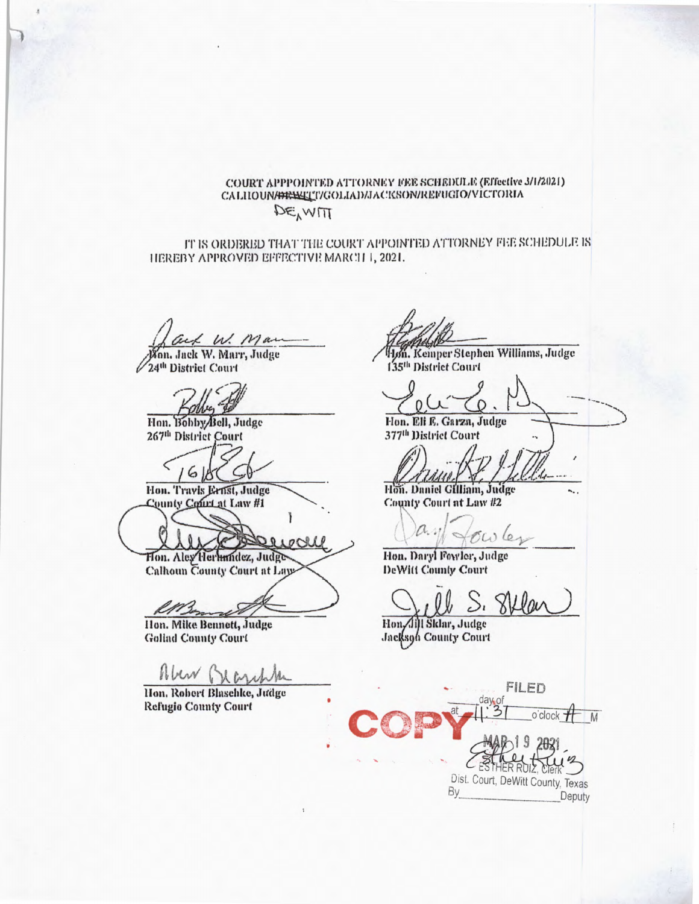COURT APPPOINTED ATTORNEY FEE SCHEDULE (Effective 3/1/2021)
CALHOUN/~~DEWITT~~/GOLIAD/JACKSON/REFUGIO/VICTORIA
DEWITT

IT IS ORDERED THAT THE COURT APPOINTED ATTORNEY FEE SCHEDULE IS HEREBY APPROVED EFFECTIVE MARCH 1, 2021.

Hon. Jack W. Marr, Judge
24th District Court

Hon. Kemper Stephen Williams, Judge
135th District Court

Hon. Bobby Bell, Judge
267th District Court

Hon. Eli E. Garza, Judge
377th District Court

Hon. Travis Ernst, Judge
County Court at Law #1

Hon. Daniel Gilliam, Judge
County Court at Law #2

Hon. Alex Hernandez, Judge
Calhoun County Court at Law

Hon. Daryl Fowler, Judge
DeWitt County Court

Hon. Mike Bennett, Judge
Goliad County Court

Hon. Jill Sklar, Judge
Jackson County Court

Hon. Robert Blaschke, Judge
Refugio County Court

COPY

FILED
day of
at 11:31 o'clock A M
MAR 19 2021
ESTHER RUIZ, Clerk
Dist. Court, DeWitt County, Texas
By _______________ Deputy